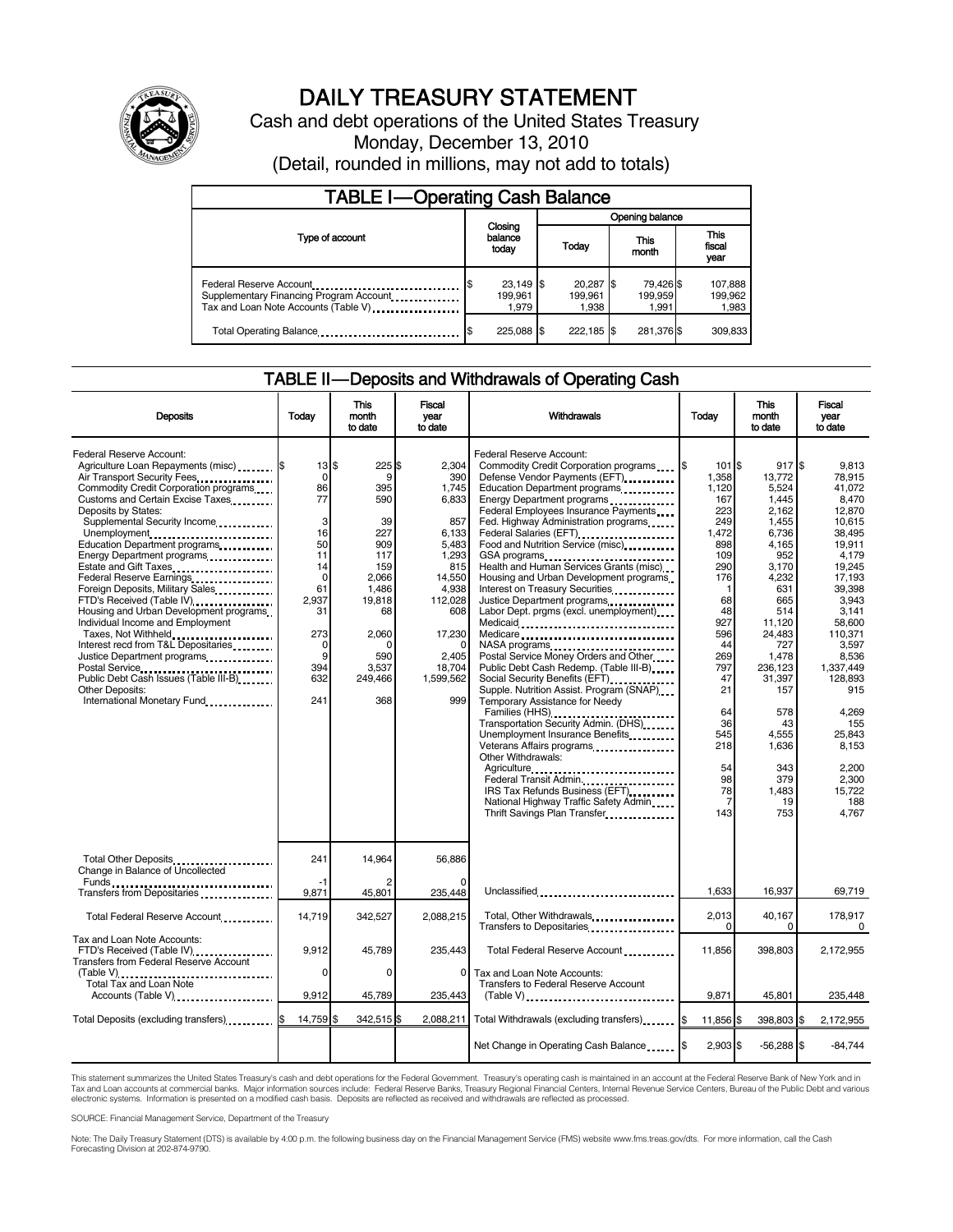# DAILY TREASURY STATEMENT

Cash and debt operations of the United States Treasury

Monday, December 13, 2010

(Detail, rounded in millions, may not add to totals)

## TABLE I—Operating Cash Balance

| Type of account | Closing balance today | Opening balance Today | Opening balance This month | Opening balance This fiscal year |
|---|---|---|---|---|
| Federal Reserve Account | $ 23,149 | $ 20,287 | $ 79,426 | $ 107,888 |
| Supplementary Financing Program Account | 199,961 | 199,961 | 199,959 | 199,962 |
| Tax and Loan Note Accounts (Table V) | 1,979 | 1,938 | 1,991 | 1,983 |
| Total Operating Balance | $ 225,088 | $ 222,185 | $ 281,376 | $ 309,833 |

## TABLE II—Deposits and Withdrawals of Operating Cash

| Deposits | Today | This month to date | Fiscal year to date |
|---|---|---|---|
| Federal Reserve Account: | | | |
| Agriculture Loan Repayments (misc) | $ 13 | $ 225 | $ 2,304 |
| Air Transport Security Fees | 0 | 9 | 390 |
| Commodity Credit Corporation programs | 86 | 395 | 1,745 |
| Customs and Certain Excise Taxes | 77 | 590 | 6,833 |
| Deposits by States: | | | |
| Supplemental Security Income | 3 | 39 | 857 |
| Unemployment | 16 | 227 | 6,133 |
| Education Department programs | 50 | 909 | 5,483 |
| Energy Department programs | 11 | 117 | 1,293 |
| Estate and Gift Taxes | 14 | 159 | 815 |
| Federal Reserve Earnings | 0 | 2,066 | 14,550 |
| Foreign Deposits, Military Sales | 61 | 1,486 | 4,938 |
| FTD's Received (Table IV) | 2,937 | 19,818 | 112,028 |
| Housing and Urban Development programs | 31 | 68 | 608 |
| Individual Income and Employment Taxes, Not Withheld | 273 | 2,060 | 17,230 |
| Interest recd from T&L Depositaries | 0 | 0 | 0 |
| Justice Department programs | 9 | 590 | 2,405 |
| Postal Service | 394 | 3,537 | 18,704 |
| Public Debt Cash Issues (Table III-B) | 632 | 249,466 | 1,599,562 |
| Other Deposits: | | | |
| International Monetary Fund | 241 | 368 | 999 |
| Total Other Deposits | 241 | 14,964 | 56,886 |
| Change in Balance of Uncollected Funds | -1 | 2 | 0 |
| Transfers from Depositaries | 9,871 | 45,801 | 235,448 |
| Total Federal Reserve Account | 14,719 | 342,527 | 2,088,215 |
| Tax and Loan Note Accounts: | | | |
| FTD's Received (Table IV) | 9,912 | 45,789 | 235,443 |
| Transfers from Federal Reserve Account (Table V) | 0 | 0 | 0 |
| Total Tax and Loan Note Accounts (Table V) | 9,912 | 45,789 | 235,443 |
| Total Deposits (excluding transfers) | $ 14,759 | $ 342,515 | $ 2,088,211 |

| Withdrawals | Today | This month to date | Fiscal year to date |
|---|---|---|---|
| Federal Reserve Account: | | | |
| Commodity Credit Corporation programs | $ 101 | $ 917 | $ 9,813 |
| Defense Vendor Payments (EFT) | 1,358 | 13,772 | 78,915 |
| Education Department programs | 1,120 | 5,524 | 41,072 |
| Energy Department programs | 167 | 1,445 | 8,470 |
| Federal Employees Insurance Payments | 223 | 2,162 | 12,870 |
| Fed. Highway Administration programs | 249 | 1,455 | 10,615 |
| Federal Salaries (EFT) | 1,472 | 6,736 | 38,495 |
| Food and Nutrition Service (misc) | 898 | 4,165 | 19,911 |
| GSA programs | 109 | 952 | 4,179 |
| Health and Human Services Grants (misc) | 290 | 3,170 | 19,245 |
| Housing and Urban Development programs | 176 | 4,232 | 17,193 |
| Interest on Treasury Securities | 1 | 631 | 39,398 |
| Justice Department programs | 68 | 665 | 3,943 |
| Labor Dept. prgms (excl. unemployment) | 48 | 514 | 3,141 |
| Medicaid | 927 | 11,120 | 58,600 |
| Medicare | 596 | 24,483 | 110,371 |
| NASA programs | 44 | 727 | 3,597 |
| Postal Service Money Orders and Other | 269 | 1,478 | 8,536 |
| Public Debt Cash Redemp. (Table III-B) | 797 | 236,123 | 1,337,449 |
| Social Security Benefits (EFT) | 47 | 31,397 | 128,893 |
| Supple. Nutrition Assist. Program (SNAP) | 21 | 157 | 915 |
| Temporary Assistance for Needy Families (HHS) | 64 | 578 | 4,269 |
| Transportation Security Admin. (DHS) | 36 | 43 | 155 |
| Unemployment Insurance Benefits | 545 | 4,555 | 25,843 |
| Veterans Affairs programs | 218 | 1,636 | 8,153 |
| Other Withdrawals: | | | |
| Agriculture | 54 | 343 | 2,200 |
| Federal Transit Admin. | 98 | 379 | 2,300 |
| IRS Tax Refunds Business (EFT) | 78 | 1,483 | 15,722 |
| National Highway Traffic Safety Admin | 7 | 19 | 188 |
| Thrift Savings Plan Transfer | 143 | 753 | 4,767 |
| Unclassified | 1,633 | 16,937 | 69,719 |
| Total, Other Withdrawals | 2,013 | 40,167 | 178,917 |
| Transfers to Depositaries | 0 | 0 | 0 |
| Total Federal Reserve Account | 11,856 | 398,803 | 2,172,955 |
| Tax and Loan Note Accounts: | | | |
| Transfers to Federal Reserve Account (Table V) | 9,871 | 45,801 | 235,448 |
| Total Withdrawals (excluding transfers) | $ 11,856 | $ 398,803 | $ 2,172,955 |
| Net Change in Operating Cash Balance | $ 2,903 | $ -56,288 | $ -84,744 |

This statement summarizes the United States Treasury's cash and debt operations for the Federal Government. Treasury's operating cash is maintained in an account at the Federal Reserve Bank of New York and in Tax and Loan accounts at commercial banks. Major information sources include: Federal Reserve Banks, Treasury Regional Financial Centers, Internal Revenue Service Centers, Bureau of the Public Debt and various electronic systems. Information is presented on a modified cash basis. Deposits are reflected as received and withdrawals are reflected as processed.

SOURCE: Financial Management Service, Department of the Treasury

Note: The Daily Treasury Statement (DTS) is available by 4:00 p.m. the following business day on the Financial Management Service (FMS) website www.fms.treas.gov/dts. For more information, call the Cash Forecasting Division at 202-874-9790.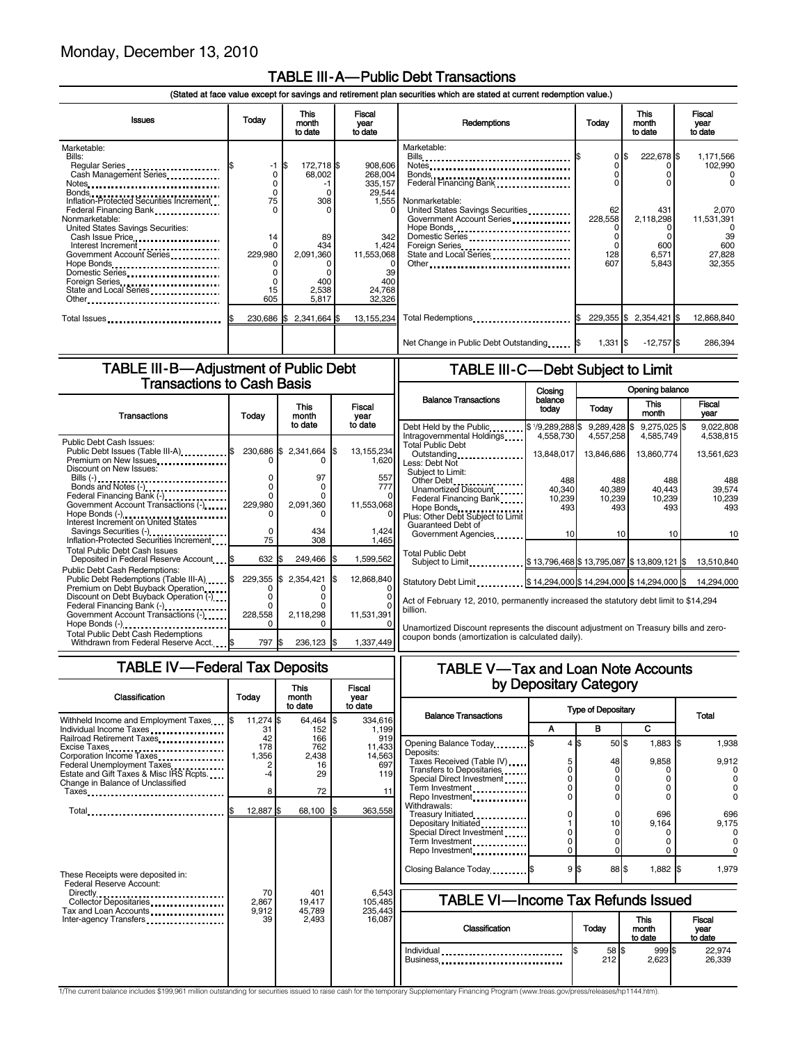Monday, December 13, 2010

## TABLE III-A—Public Debt Transactions

(Stated at face value except for savings and retirement plan securities which are stated at current redemption value.)

| Issues | Today | This month to date | Fiscal year to date |
|---|---|---|---|
| Marketable: | | | |
| Bills: | | | |
| Regular Series | $ -1 | $ 172,718 | $ 908,606 |
| Cash Management Series | 0 | 68,002 | 268,004 |
| Notes | 0 | -1 | 335,157 |
| Bonds | 0 | 0 | 29,544 |
| Inflation-Protected Securities Increment | 75 | 308 | 1,555 |
| Federal Financing Bank | 0 | 0 | 0 |
| Nonmarketable: | | | |
| United States Savings Securities: | | | |
| Cash Issue Price | 14 | 89 | 342 |
| Interest Increment | 0 | 434 | 1,424 |
| Government Account Series | 229,980 | 2,091,360 | 11,553,068 |
| Hope Bonds | 0 | 0 | 0 |
| Domestic Series | 0 | 0 | 39 |
| Foreign Series | 0 | 400 | 400 |
| State and Local Series | 15 | 2,538 | 24,768 |
| Other | 605 | 5,817 | 32,326 |
| Total Issues | $ 230,686 | $ 2,341,664 | $ 13,155,234 |

| Redemptions | Today | This month to date | Fiscal year to date |
|---|---|---|---|
| Marketable: | | | |
| Bills | $ 0 | $ 222,678 | $ 1,171,566 |
| Notes | 0 | 0 | 102,990 |
| Bonds | 0 | 0 | 0 |
| Federal Financing Bank | 0 | 0 | 0 |
| Nonmarketable: | | | |
| United States Savings Securities | 62 | 431 | 2,070 |
| Government Account Series | 228,558 | 2,118,298 | 11,531,391 |
| Hope Bonds | 0 | 0 | 0 |
| Domestic Series | 0 | 0 | 39 |
| Foreign Series | 0 | 600 | 600 |
| State and Local Series | 128 | 6,571 | 27,828 |
| Other | 607 | 5,843 | 32,355 |
| Total Redemptions | $ 229,355 | $ 2,354,421 | $ 12,868,840 |
| Net Change in Public Debt Outstanding | $ 1,331 | $ -12,757 | $ 286,394 |

## TABLE III-B—Adjustment of Public Debt Transactions to Cash Basis

| Transactions | Today | This month to date | Fiscal year to date |
|---|---|---|---|
| Public Debt Cash Issues: | | | |
| Public Debt Issues (Table III-A) | $ 230,686 | $ 2,341,664 | $ 13,155,234 |
| Premium on New Issues | 0 | 0 | 1,620 |
| Discount on New Issues: | | | |
| Bills (-) | 0 | 97 | 557 |
| Bonds and Notes (-) | 0 | 0 | 777 |
| Federal Financing Bank (-) | 0 | 0 | 0 |
| Government Account Transactions (-) | 229,980 | 2,091,360 | 11,553,068 |
| Hope Bonds (-) | 0 | 0 | 0 |
| Interest Increment on United States Savings Securities (-) | 0 | 434 | 1,424 |
| Inflation-Protected Securities Increment | 75 | 308 | 1,465 |
| Total Public Debt Cash Issues Deposited in Federal Reserve Account | $ 632 | $ 249,466 | $ 1,599,562 |
| Public Debt Cash Redemptions: | | | |
| Public Debt Redemptions (Table III-A) | $ 229,355 | $ 2,354,421 | $ 12,868,840 |
| Premium on Debt Buyback Operation | 0 | 0 | 0 |
| Discount on Debt Buyback Operation (-) | 0 | 0 | 0 |
| Federal Financing Bank (-) | 0 | 0 | 0 |
| Government Account Transactions (-) | 228,558 | 2,118,298 | 11,531,391 |
| Hope Bonds (-) | 0 | 0 | 0 |
| Total Public Debt Cash Redemptions Withdrawn from Federal Reserve Acct. | $ 797 | $ 236,123 | $ 1,337,449 |

## TABLE III-C—Debt Subject to Limit

| Balance Transactions | Closing balance today | Opening balance Today | Opening balance This month | Opening balance Fiscal year |
|---|---|---|---|---|
| Debt Held by the Public | $ 1/9,289,288 | $ 9,289,428 | $ 9,275,025 | $ 9,022,808 |
| Intragovernmental Holdings | 4,558,730 | 4,557,258 | 4,585,749 | 4,538,815 |
| Total Public Debt Outstanding | 13,848,017 | 13,846,686 | 13,860,774 | 13,561,623 |
| Less: Debt Not Subject to Limit: | | | | |
| Other Debt | 488 | 488 | 488 | 488 |
| Unamortized Discount | 40,340 | 40,389 | 40,443 | 39,574 |
| Federal Financing Bank | 10,239 | 10,239 | 10,239 | 10,239 |
| Hope Bonds | 493 | 493 | 493 | 493 |
| Plus: Other Debt Subject to Limit | | | | |
| Guaranteed Debt of Government Agencies | 10 | 10 | 10 | 10 |
| Total Public Debt Subject to Limit | $ 13,796,468 | $ 13,795,087 | $ 13,809,121 | $ 13,510,840 |
| Statutory Debt Limit | $ 14,294,000 | $ 14,294,000 | $ 14,294,000 | $ 14,294,000 |

Act of February 12, 2010, permanently increased the statutory debt limit to $14,294 billion.

Unamortized Discount represents the discount adjustment on Treasury bills and zero-coupon bonds (amortization is calculated daily).

## TABLE IV—Federal Tax Deposits

| Classification | Today | This month to date | Fiscal year to date |
|---|---|---|---|
| Withheld Income and Employment Taxes | $ 11,274 | $ 64,464 | $ 334,616 |
| Individual Income Taxes | 31 | 152 | 1,199 |
| Railroad Retirement Taxes | 42 | 166 | 919 |
| Excise Taxes | 178 | 762 | 11,433 |
| Corporation Income Taxes | 1,356 | 2,438 | 14,563 |
| Federal Unemployment Taxes | 2 | 16 | 697 |
| Estate and Gift Taxes & Misc IRS Rcpts. | -4 | 29 | 119 |
| Change in Balance of Unclassified Taxes | 8 | 72 | 11 |
| Total | $ 12,887 | $ 68,100 | $ 363,558 |
| These Receipts were deposited in: | | | |
| Federal Reserve Account: | | | |
| Directly | 70 | 401 | 6,543 |
| Collector Depositaries | 2,867 | 19,417 | 105,485 |
| Tax and Loan Accounts | 9,912 | 45,789 | 235,443 |
| Inter-agency Transfers | 39 | 2,493 | 16,087 |

## TABLE V—Tax and Loan Note Accounts by Depositary Category

| Balance Transactions | Type of Depositary A | Type of Depositary B | Type of Depositary C | Total |
|---|---|---|---|---|
| Opening Balance Today | $ 4 | $ 50 | $ 1,883 | $ 1,938 |
| Deposits: | | | | |
| Taxes Received (Table IV) | 5 | 48 | 9,858 | 9,912 |
| Transfers to Depositaries | 0 | 0 | 0 | 0 |
| Special Direct Investment | 0 | 0 | 0 | 0 |
| Term Investment | 0 | 0 | 0 | 0 |
| Repo Investment | 0 | 0 | 0 | 0 |
| Withdrawals: | | | | |
| Treasury Initiated | 0 | 0 | 696 | 696 |
| Depositary Initiated | 1 | 10 | 9,164 | 9,175 |
| Special Direct Investment | 0 | 0 | 0 | 0 |
| Term Investment | 0 | 0 | 0 | 0 |
| Repo Investment | 0 | 0 | 0 | 0 |
| Closing Balance Today | $ 9 | $ 88 | $ 1,882 | $ 1,979 |

## TABLE VI—Income Tax Refunds Issued

| Classification | Today | This month to date | Fiscal year to date |
|---|---|---|---|
| Individual | $ 58 | $ 999 | $ 22,974 |
| Business | 212 | 2,623 | 26,339 |

1/The current balance includes $199,961 million outstanding for securities issued to raise cash for the temporary Supplementary Financing Program (www.treas.gov/press/releases/hp1144.htm).